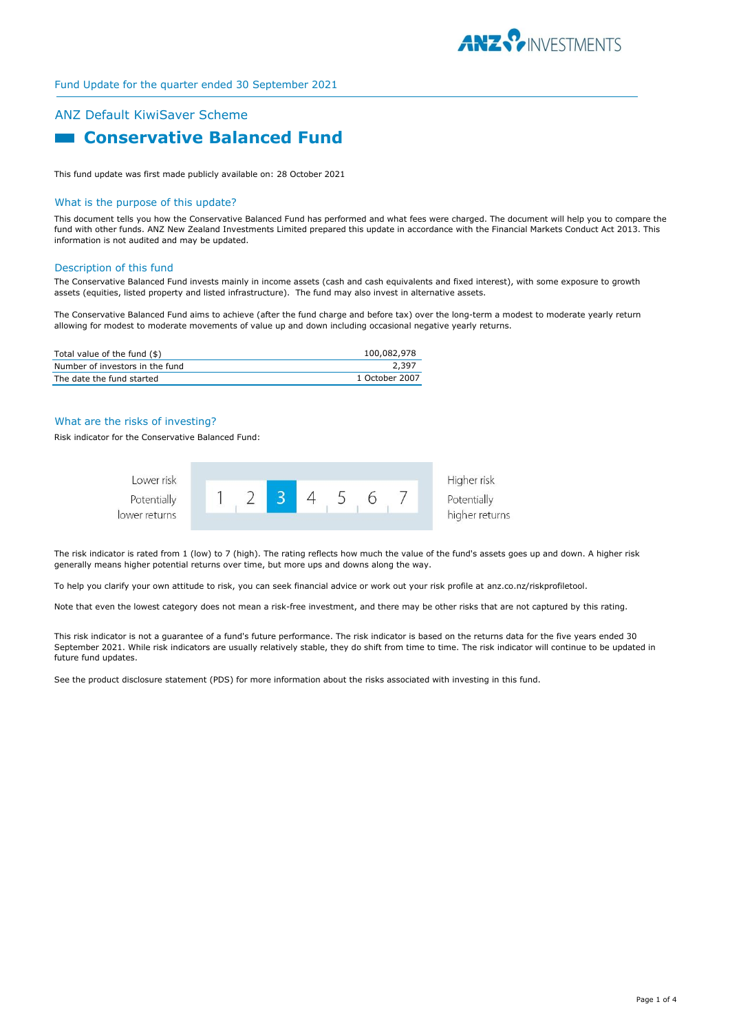Fund Update for the quarter ended 30 September 2021

## ANZ Default KiwiSaver Scheme

# Conservative Balanced Fund

This fund update was first made publicly available on: 28 October 2021

## What is the purpose of this update?

This document tells you how the Conservative Balanced Fund has performed and what fees were charged. The document will help you to compare the fund with other funds. ANZ New Zealand Investments Limited prepared this update in accordance with the Financial Markets Conduct Act 2013. This information is not audited and may be updated.

## Description of this fund

The Conservative Balanced Fund invests mainly in income assets (cash and cash equivalents and fixed interest), with some exposure to growth assets (equities, listed property and listed infrastructure). The fund may also invest in alternative assets.

The Conservative Balanced Fund aims to achieve (after the fund charge and before tax) over the long-term a modest to moderate yearly return allowing for modest to moderate movements of value up and down including occasional negative yearly returns.

| | |
|---|---|
| Total value of the fund ($) | 100,082,978 |
| Number of investors in the fund | 2,397 |
| The date the fund started | 1 October 2007 |

## What are the risks of investing?

Risk indicator for the Conservative Balanced Fund:

| Lower risk<br>Potentially lower returns | 1 | 2 | **3** | 4 | 5 | 6 | 7 | Higher risk<br>Potentially higher returns |
|---|---|---|---|---|---|---|---|---|

The risk indicator is rated from 1 (low) to 7 (high). The rating reflects how much the value of the fund's assets goes up and down. A higher risk generally means higher potential returns over time, but more ups and downs along the way.

To help you clarify your own attitude to risk, you can seek financial advice or work out your risk profile at anz.co.nz/riskprofiletool.

Note that even the lowest category does not mean a risk-free investment, and there may be other risks that are not captured by this rating.

This risk indicator is not a guarantee of a fund's future performance. The risk indicator is based on the returns data for the five years ended 30 September 2021. While risk indicators are usually relatively stable, they do shift from time to time. The risk indicator will continue to be updated in future fund updates.

See the product disclosure statement (PDS) for more information about the risks associated with investing in this fund.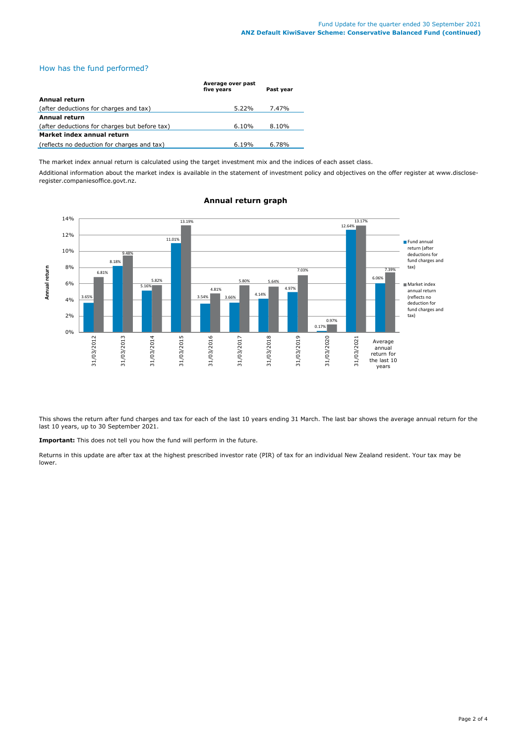## How has the fund performed?

| | Average over past five years | Past year |
|---|---|---|
| **Annual return** | | |
| (after deductions for charges and tax) | 5.22% | 7.47% |
| **Annual return** | | |
| (after deductions for charges but before tax) | 6.10% | 8.10% |
| **Market index annual return** | | |
| (reflects no deduction for charges and tax) | 6.19% | 6.78% |

The market index annual return is calculated using the target investment mix and the indices of each asset class.

Additional information about the market index is available in the statement of investment policy and objectives on the offer register at www.disclose-register.companiesoffice.govt.nz.

### Annual return graph

| | Fund annual return (after deductions for fund charges and tax) | Market index annual return (reflects no deduction for fund charges and tax) |
|---|---|---|
| 31/03/2012 | 3.65% | 6.81% |
| 31/03/2013 | 8.18% | 9.48% |
| 31/03/2014 | 5.16% | 5.82% |
| 31/03/2015 | 11.01% | 13.19% |
| 31/03/2016 | 3.54% | 4.81% |
| 31/03/2017 | 3.66% | 5.80% |
| 31/03/2018 | 4.14% | 5.64% |
| 31/03/2019 | 4.97% | 7.03% |
| 31/03/2020 | 0.17% | 0.97% |
| 31/03/2021 | 12.64% | 13.17% |
| Average annual return for the last 10 years | 6.06% | 7.39% |

This shows the return after fund charges and tax for each of the last 10 years ending 31 March. The last bar shows the average annual return for the last 10 years, up to 30 September 2021.

**Important:** This does not tell you how the fund will perform in the future.

Returns in this update are after tax at the highest prescribed investor rate (PIR) of tax for an individual New Zealand resident. Your tax may be lower.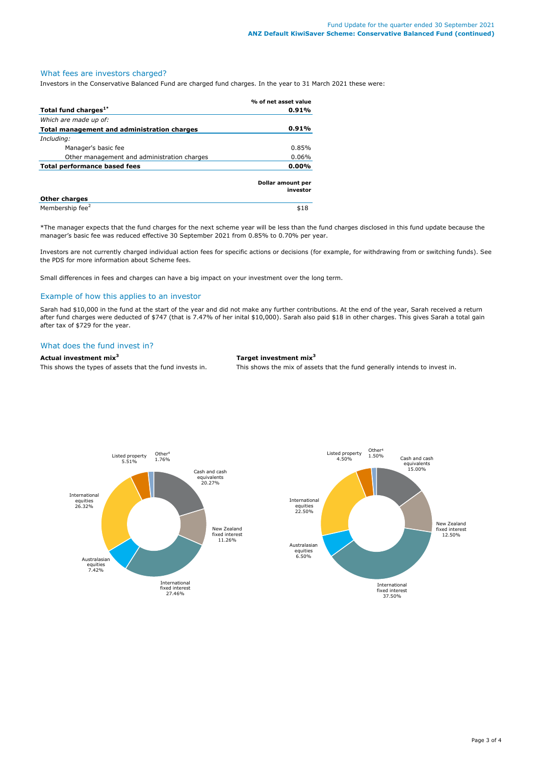## What fees are investors charged?

Investors in the Conservative Balanced Fund are charged fund charges. In the year to 31 March 2021 these were:

| | % of net asset value |
|---|---|
| **Total fund charges[1*]** | **0.91%** |
| *Which are made up of:* | |
| **Total management and administration charges** | **0.91%** |
| *Including:* | |
| Manager's basic fee | 0.85% |
| Other management and administration charges | 0.06% |
| **Total performance based fees** | **0.00%** |

| | Dollar amount per investor |
|---|---|
| **Other charges** | |
| Membership fee[2] | $18 |

*The manager expects that the fund charges for the next scheme year will be less than the fund charges disclosed in this fund update because the manager's basic fee was reduced effective 30 September 2021 from 0.85% to 0.70% per year.

Investors are not currently charged individual action fees for specific actions or decisions (for example, for withdrawing from or switching funds). See the PDS for more information about Scheme fees.

Small differences in fees and charges can have a big impact on your investment over the long term.

## Example of how this applies to an investor

Sarah had $10,000 in the fund at the start of the year and did not make any further contributions. At the end of the year, Sarah received a return after fund charges were deducted of $747 (that is 7.47% of her inital $10,000). Sarah also paid $18 in other charges. This gives Sarah a total gain after tax of $729 for the year.

## What does the fund invest in?

**Actual investment mix[3]**

This shows the types of assets that the fund invests in.

| Asset | % |
|---|---|
| Cash and cash equivalents | 20.27% |
| New Zealand fixed interest | 11.26% |
| International fixed interest | 27.46% |
| Australasian equities | 7.42% |
| International equities | 26.32% |
| Listed property | 5.51% |
| Other[4] | 1.76% |

**Target investment mix[3]**

This shows the mix of assets that the fund generally intends to invest in.

| Asset | % |
|---|---|
| Cash and cash equivalents | 15.00% |
| New Zealand fixed interest | 12.50% |
| International fixed interest | 37.50% |
| Australasian equities | 6.50% |
| International equities | 22.50% |
| Listed property | 4.50% |
| Other[4] | 1.50% |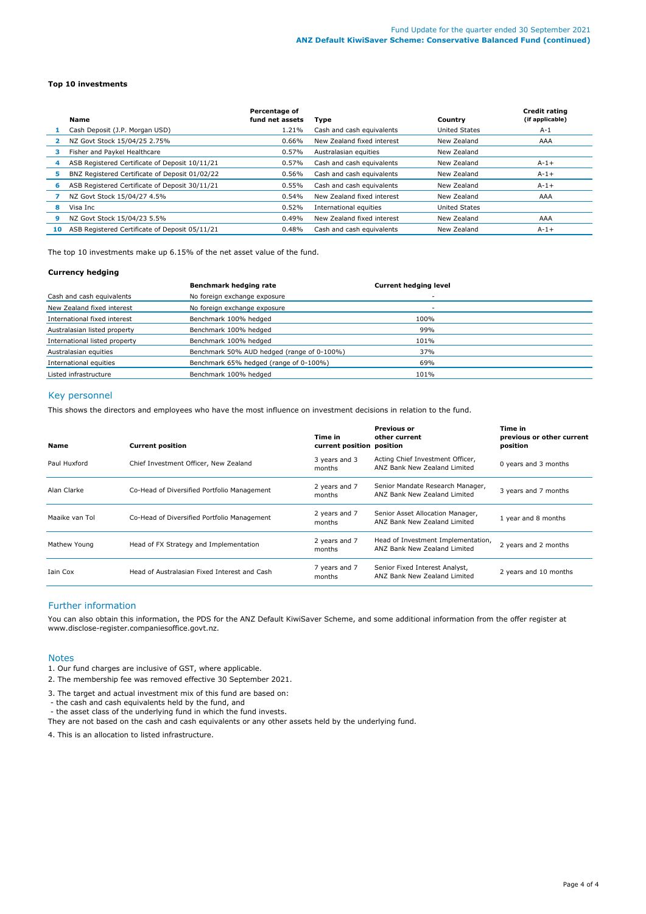### Top 10 investments

| | Name | Percentage of fund net assets | Type | Country | Credit rating (if applicable) |
|---|---|---|---|---|---|
| 1 | Cash Deposit (J.P. Morgan USD) | 1.21% | Cash and cash equivalents | United States | A-1 |
| 2 | NZ Govt Stock 15/04/25 2.75% | 0.66% | New Zealand fixed interest | New Zealand | AAA |
| 3 | Fisher and Paykel Healthcare | 0.57% | Australasian equities | New Zealand | |
| 4 | ASB Registered Certificate of Deposit 10/11/21 | 0.57% | Cash and cash equivalents | New Zealand | A-1+ |
| 5 | BNZ Registered Certificate of Deposit 01/02/22 | 0.56% | Cash and cash equivalents | New Zealand | A-1+ |
| 6 | ASB Registered Certificate of Deposit 30/11/21 | 0.55% | Cash and cash equivalents | New Zealand | A-1+ |
| 7 | NZ Govt Stock 15/04/27 4.5% | 0.54% | New Zealand fixed interest | New Zealand | AAA |
| 8 | Visa Inc | 0.52% | International equities | United States | |
| 9 | NZ Govt Stock 15/04/23 5.5% | 0.49% | New Zealand fixed interest | New Zealand | AAA |
| 10 | ASB Registered Certificate of Deposit 05/11/21 | 0.48% | Cash and cash equivalents | New Zealand | A-1+ |

The top 10 investments make up 6.15% of the net asset value of the fund.

### Currency hedging

| | Benchmark hedging rate | Current hedging level |
|---|---|---|
| Cash and cash equivalents | No foreign exchange exposure | - |
| New Zealand fixed interest | No foreign exchange exposure | - |
| International fixed interest | Benchmark 100% hedged | 100% |
| Australasian listed property | Benchmark 100% hedged | 99% |
| International listed property | Benchmark 100% hedged | 101% |
| Australasian equities | Benchmark 50% AUD hedged (range of 0-100%) | 37% |
| International equities | Benchmark 65% hedged (range of 0-100%) | 69% |
| Listed infrastructure | Benchmark 100% hedged | 101% |

## Key personnel

This shows the directors and employees who have the most influence on investment decisions in relation to the fund.

| Name | Current position | Time in current position | Previous or other current position | Time in previous or other current position |
|---|---|---|---|---|
| Paul Huxford | Chief Investment Officer, New Zealand | 3 years and 3 months | Acting Chief Investment Officer, ANZ Bank New Zealand Limited | 0 years and 3 months |
| Alan Clarke | Co-Head of Diversified Portfolio Management | 2 years and 7 months | Senior Mandate Research Manager, ANZ Bank New Zealand Limited | 3 years and 7 months |
| Maaike van Tol | Co-Head of Diversified Portfolio Management | 2 years and 7 months | Senior Asset Allocation Manager, ANZ Bank New Zealand Limited | 1 year and 8 months |
| Mathew Young | Head of FX Strategy and Implementation | 2 years and 7 months | Head of Investment Implementation, ANZ Bank New Zealand Limited | 2 years and 2 months |
| Iain Cox | Head of Australasian Fixed Interest and Cash | 7 years and 7 months | Senior Fixed Interest Analyst, ANZ Bank New Zealand Limited | 2 years and 10 months |

## Further information

You can also obtain this information, the PDS for the ANZ Default KiwiSaver Scheme, and some additional information from the offer register at www.disclose-register.companiesoffice.govt.nz.

## Notes

1. Our fund charges are inclusive of GST, where applicable.
2. The membership fee was removed effective 30 September 2021.
3. The target and actual investment mix of this fund are based on:
 - the cash and cash equivalents held by the fund, and
 - the asset class of the underlying fund in which the fund invests.

They are not based on the cash and cash equivalents or any other assets held by the underlying fund.

4. This is an allocation to listed infrastructure.